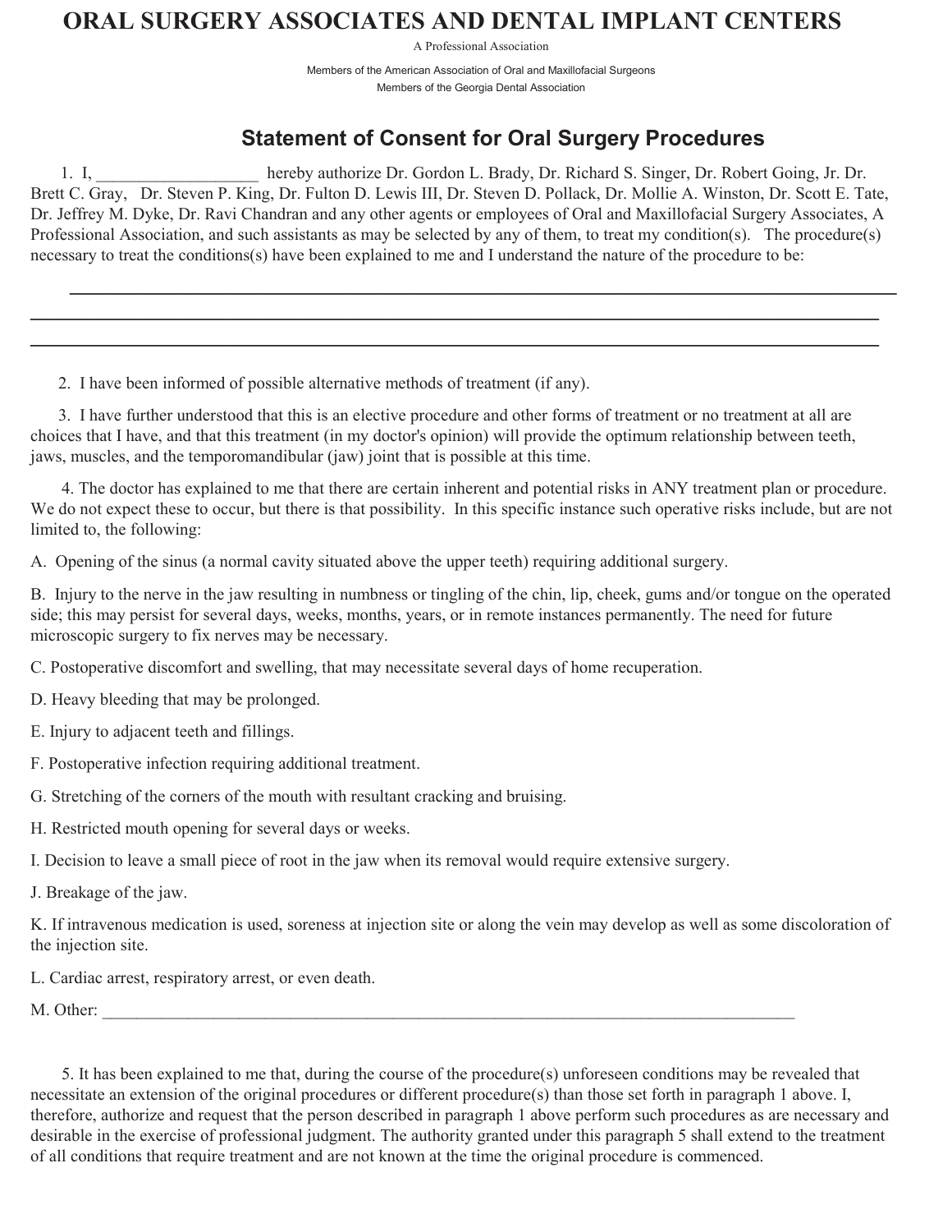# ORAL SURGERY ASSOCIATES AND DENTAL IMPLANT CENTERS

A Professional Association

Members of the American Association of Oral and Maxillofacial Surgeons
Members of the Georgia Dental Association

## Statement of Consent for Oral Surgery Procedures

1. I, ___________________ hereby authorize Dr. Gordon L. Brady, Dr. Richard S. Singer, Dr. Robert Going, Jr. Dr. Brett C. Gray, Dr. Steven P. King, Dr. Fulton D. Lewis III, Dr. Steven D. Pollack, Dr. Mollie A. Winston, Dr. Scott E. Tate, Dr. Jeffrey M. Dyke, Dr. Ravi Chandran and any other agents or employees of Oral and Maxillofacial Surgery Associates, A Professional Association, and such assistants as may be selected by any of them, to treat my condition(s). The procedure(s) necessary to treat the conditions(s) have been explained to me and I understand the nature of the procedure to be:

_______________________________________________________________________________

_______________________________________________________________________________

_______________________________________________________________________________

2. I have been informed of possible alternative methods of treatment (if any).

3. I have further understood that this is an elective procedure and other forms of treatment or no treatment at all are choices that I have, and that this treatment (in my doctor's opinion) will provide the optimum relationship between teeth, jaws, muscles, and the temporomandibular (jaw) joint that is possible at this time.

4. The doctor has explained to me that there are certain inherent and potential risks in ANY treatment plan or procedure. We do not expect these to occur, but there is that possibility. In this specific instance such operative risks include, but are not limited to, the following:

A. Opening of the sinus (a normal cavity situated above the upper teeth) requiring additional surgery.

B. Injury to the nerve in the jaw resulting in numbness or tingling of the chin, lip, cheek, gums and/or tongue on the operated side; this may persist for several days, weeks, months, years, or in remote instances permanently. The need for future microscopic surgery to fix nerves may be necessary.

C. Postoperative discomfort and swelling, that may necessitate several days of home recuperation.

D. Heavy bleeding that may be prolonged.

E. Injury to adjacent teeth and fillings.

F. Postoperative infection requiring additional treatment.

G. Stretching of the corners of the mouth with resultant cracking and bruising.

H. Restricted mouth opening for several days or weeks.

I. Decision to leave a small piece of root in the jaw when its removal would require extensive surgery.

J. Breakage of the jaw.

K. If intravenous medication is used, soreness at injection site or along the vein may develop as well as some discoloration of the injection site.

L. Cardiac arrest, respiratory arrest, or even death.

M. Other: _______________________________________________________________________________

5. It has been explained to me that, during the course of the procedure(s) unforeseen conditions may be revealed that necessitate an extension of the original procedures or different procedure(s) than those set forth in paragraph 1 above. I, therefore, authorize and request that the person described in paragraph 1 above perform such procedures as are necessary and desirable in the exercise of professional judgment. The authority granted under this paragraph 5 shall extend to the treatment of all conditions that require treatment and are not known at the time the original procedure is commenced.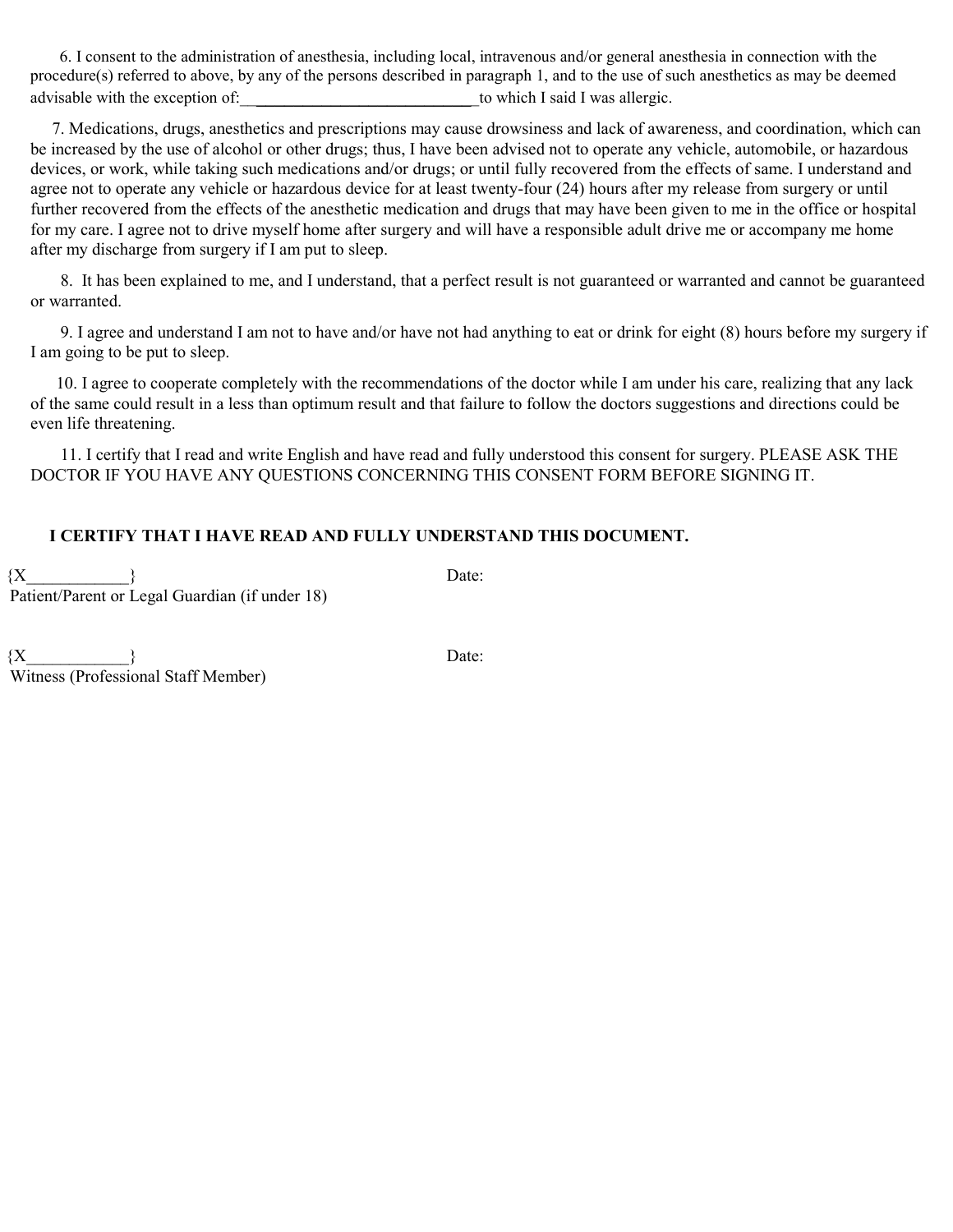6. I consent to the administration of anesthesia, including local, intravenous and/or general anesthesia in connection with the procedure(s) referred to above, by any of the persons described in paragraph 1, and to the use of such anesthetics as may be deemed advisable with the exception of:______________________________ to which I said I was allergic.

7. Medications, drugs, anesthetics and prescriptions may cause drowsiness and lack of awareness, and coordination, which can be increased by the use of alcohol or other drugs; thus, I have been advised not to operate any vehicle, automobile, or hazardous devices, or work, while taking such medications and/or drugs; or until fully recovered from the effects of same. I understand and agree not to operate any vehicle or hazardous device for at least twenty-four (24) hours after my release from surgery or until further recovered from the effects of the anesthetic medication and drugs that may have been given to me in the office or hospital for my care. I agree not to drive myself home after surgery and will have a responsible adult drive me or accompany me home after my discharge from surgery if I am put to sleep.

8. It has been explained to me, and I understand, that a perfect result is not guaranteed or warranted and cannot be guaranteed or warranted.

9. I agree and understand I am not to have and/or have not had anything to eat or drink for eight (8) hours before my surgery if I am going to be put to sleep.

10. I agree to cooperate completely with the recommendations of the doctor while I am under his care, realizing that any lack of the same could result in a less than optimum result and that failure to follow the doctors suggestions and directions could be even life threatening.

11. I certify that I read and write English and have read and fully understood this consent for surgery. PLEASE ASK THE DOCTOR IF YOU HAVE ANY QUESTIONS CONCERNING THIS CONSENT FORM BEFORE SIGNING IT.

**I CERTIFY THAT I HAVE READ AND FULLY UNDERSTAND THIS DOCUMENT.**

{X____________} Date:

Patient/Parent or Legal Guardian (if under 18)

{X____________} Date:

Witness (Professional Staff Member)